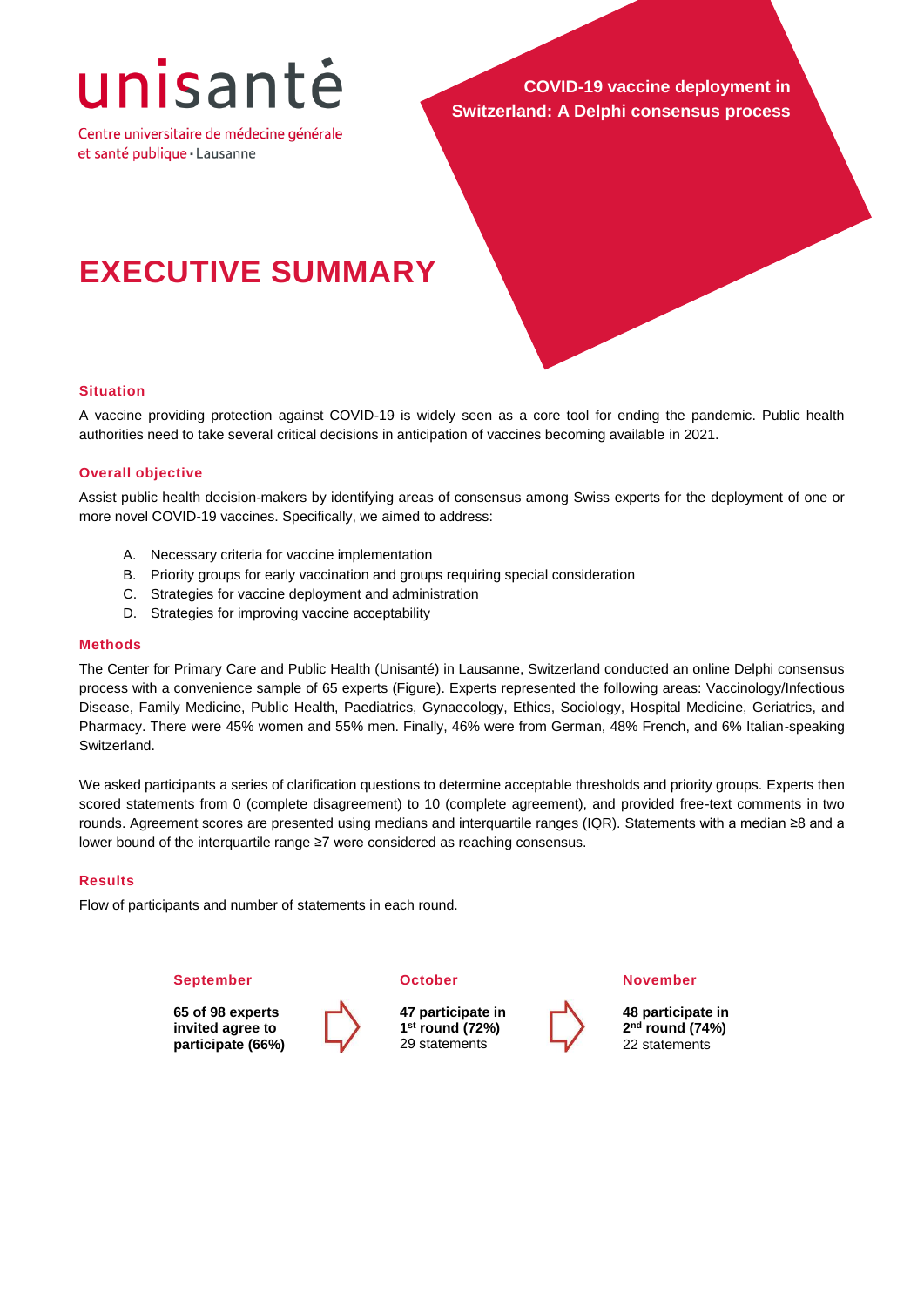unisanté

Centre universitaire de médecine générale et santé publique · Lausanne

**COVID-19 vaccine deployment in Switzerland: A Delphi consensus process**

# EXECUTIVE SUMMARY

### Situation

A vaccine providing protection against COVID-19 is widely seen as a core tool for ending the pandemic. Public health authorities need to take several critical decisions in anticipation of vaccines becoming available in 2021.

### Overall objective

Assist public health decision-makers by identifying areas of consensus among Swiss experts for the deployment of one or more novel COVID-19 vaccines. Specifically, we aimed to address:

A. Necessary criteria for vaccine implementation
B. Priority groups for early vaccination and groups requiring special consideration
C. Strategies for vaccine deployment and administration
D. Strategies for improving vaccine acceptability

### Methods

The Center for Primary Care and Public Health (Unisanté) in Lausanne, Switzerland conducted an online Delphi consensus process with a convenience sample of 65 experts (Figure). Experts represented the following areas: Vaccinology/Infectious Disease, Family Medicine, Public Health, Paediatrics, Gynaecology, Ethics, Sociology, Hospital Medicine, Geriatrics, and Pharmacy. There were 45% women and 55% men. Finally, 46% were from German, 48% French, and 6% Italian-speaking Switzerland.

We asked participants a series of clarification questions to determine acceptable thresholds and priority groups. Experts then scored statements from 0 (complete disagreement) to 10 (complete agreement), and provided free-text comments in two rounds. Agreement scores are presented using medians and interquartile ranges (IQR). Statements with a median ≥8 and a lower bound of the interquartile range ≥7 were considered as reaching consensus.

### Results

Flow of participants and number of statements in each round.

**September**

**65 of 98 experts invited agree to participate (66%)**

→

**October**

**47 participate in 1st round (72%)**
29 statements

→

**November**

**48 participate in 2nd round (74%)**
22 statements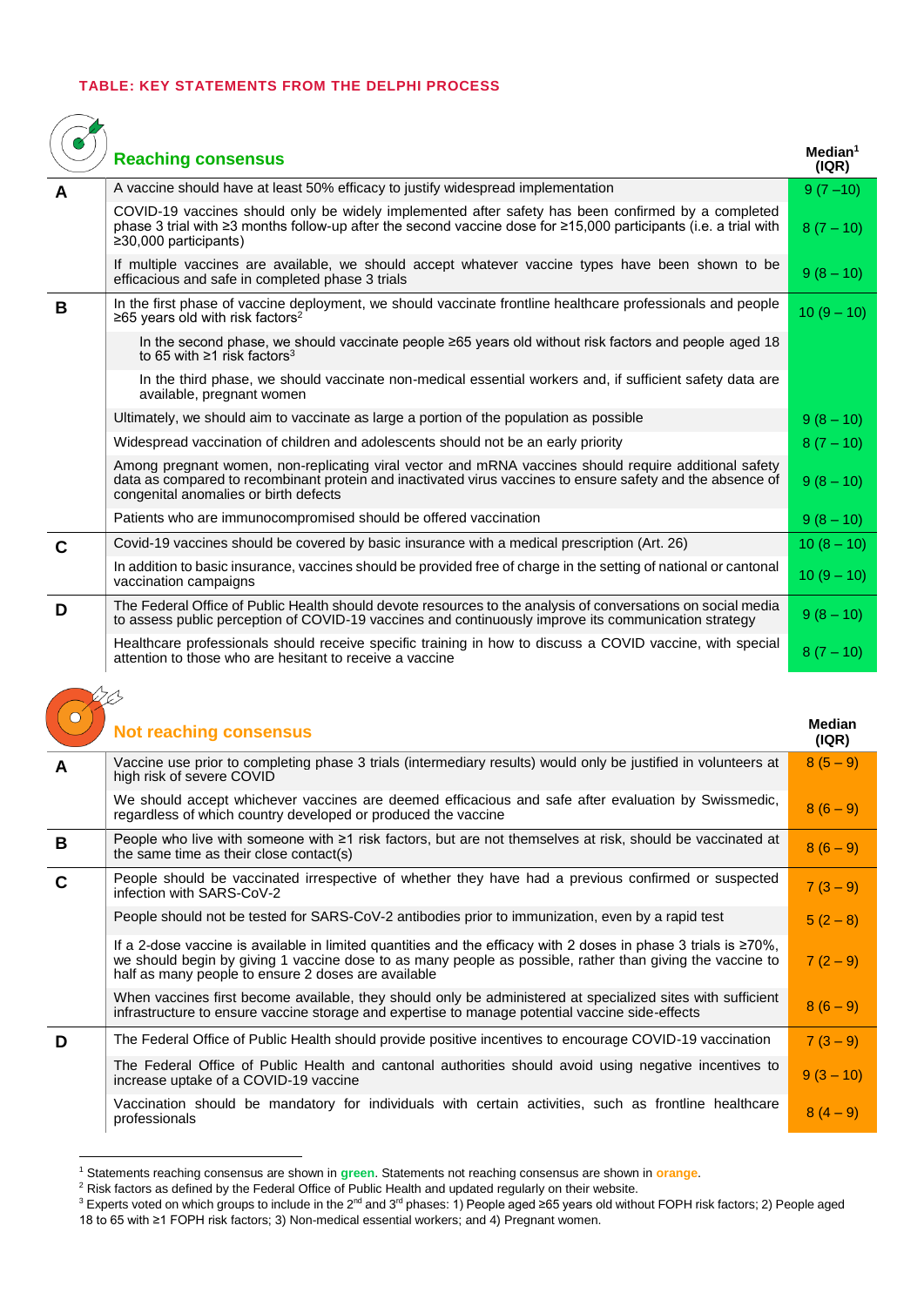## TABLE: KEY STATEMENTS FROM THE DELPHI PROCESS

### Reaching consensus

| | Reaching consensus | Median[1] (IQR) |
|---|---|---|
| **A** | A vaccine should have at least 50% efficacy to justify widespread implementation | 9 (7 –10) |
| | COVID-19 vaccines should only be widely implemented after safety has been confirmed by a completed phase 3 trial with ≥3 months follow-up after the second vaccine dose for ≥15,000 participants (i.e. a trial with ≥30,000 participants) | 8 (7 – 10) |
| | If multiple vaccines are available, we should accept whatever vaccine types have been shown to be efficacious and safe in completed phase 3 trials | 9 (8 – 10) |
| **B** | In the first phase of vaccine deployment, we should vaccinate frontline healthcare professionals and people ≥65 years old with risk factors[2] | 10 (9 – 10) |
| | In the second phase, we should vaccinate people ≥65 years old without risk factors and people aged 18 to 65 with ≥1 risk factors[3] | |
| | In the third phase, we should vaccinate non-medical essential workers and, if sufficient safety data are available, pregnant women | |
| | Ultimately, we should aim to vaccinate as large a portion of the population as possible | 9 (8 – 10) |
| | Widespread vaccination of children and adolescents should not be an early priority | 8 (7 – 10) |
| | Among pregnant women, non-replicating viral vector and mRNA vaccines should require additional safety data as compared to recombinant protein and inactivated virus vaccines to ensure safety and the absence of congenital anomalies or birth defects | 9 (8 – 10) |
| | Patients who are immunocompromised should be offered vaccination | 9 (8 – 10) |
| **C** | Covid-19 vaccines should be covered by basic insurance with a medical prescription (Art. 26) | 10 (8 – 10) |
| | In addition to basic insurance, vaccines should be provided free of charge in the setting of national or cantonal vaccination campaigns | 10 (9 – 10) |
| **D** | The Federal Office of Public Health should devote resources to the analysis of conversations on social media to assess public perception of COVID-19 vaccines and continuously improve its communication strategy | 9 (8 – 10) |
| | Healthcare professionals should receive specific training in how to discuss a COVID vaccine, with special attention to those who are hesitant to receive a vaccine | 8 (7 – 10) |

### Not reaching consensus

| | Not reaching consensus | Median (IQR) |
|---|---|---|
| **A** | Vaccine use prior to completing phase 3 trials (intermediary results) would only be justified in volunteers at high risk of severe COVID | 8 (5 – 9) |
| | We should accept whichever vaccines are deemed efficacious and safe after evaluation by Swissmedic, regardless of which country developed or produced the vaccine | 8 (6 – 9) |
| **B** | People who live with someone with ≥1 risk factors, but are not themselves at risk, should be vaccinated at the same time as their close contact(s) | 8 (6 – 9) |
| **C** | People should be vaccinated irrespective of whether they have had a previous confirmed or suspected infection with SARS-CoV-2 | 7 (3 – 9) |
| | People should not be tested for SARS-CoV-2 antibodies prior to immunization, even by a rapid test | 5 (2 – 8) |
| | If a 2-dose vaccine is available in limited quantities and the efficacy with 2 doses in phase 3 trials is ≥70%, we should begin by giving 1 vaccine dose to as many people as possible, rather than giving the vaccine to half as many people to ensure 2 doses are available | 7 (2 – 9) |
| | When vaccines first become available, they should only be administered at specialized sites with sufficient infrastructure to ensure vaccine storage and expertise to manage potential vaccine side-effects | 8 (6 – 9) |
| **D** | The Federal Office of Public Health should provide positive incentives to encourage COVID-19 vaccination | 7 (3 – 9) |
| | The Federal Office of Public Health and cantonal authorities should avoid using negative incentives to increase uptake of a COVID-19 vaccine | 9 (3 – 10) |
| | Vaccination should be mandatory for individuals with certain activities, such as frontline healthcare professionals | 8 (4 – 9) |

[1] Statements reaching consensus are shown in **green**. Statements not reaching consensus are shown in **orange**.

[2] Risk factors as defined by the Federal Office of Public Health and updated regularly on their website.

[3] Experts voted on which groups to include in the 2nd and 3rd phases: 1) People aged ≥65 years old without FOPH risk factors; 2) People aged 18 to 65 with ≥1 FOPH risk factors; 3) Non-medical essential workers; and 4) Pregnant women.